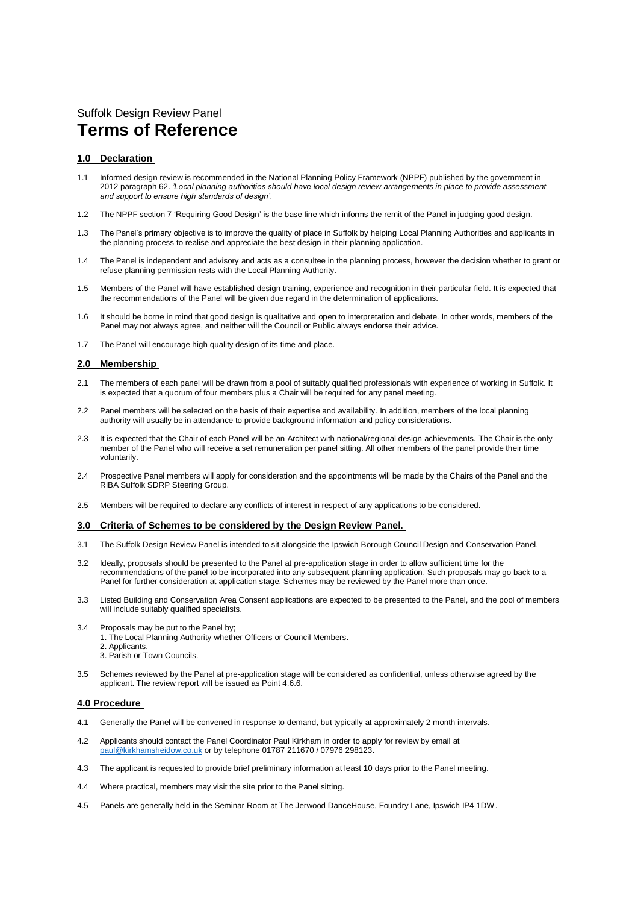Suffolk Design Review Panel

# Terms of Reference

## 1.0 Declaration

1.1 Informed design review is recommended in the National Planning Policy Framework (NPPF) published by the government in 2012 paragraph 62. *'Local planning authorities should have local design review arrangements in place to provide assessment and support to ensure high standards of design'.*

1.2 The NPPF section 7 'Requiring Good Design' is the base line which informs the remit of the Panel in judging good design.

1.3 The Panel's primary objective is to improve the quality of place in Suffolk by helping Local Planning Authorities and applicants in the planning process to realise and appreciate the best design in their planning application.

1.4 The Panel is independent and advisory and acts as a consultee in the planning process, however the decision whether to grant or refuse planning permission rests with the Local Planning Authority.

1.5 Members of the Panel will have established design training, experience and recognition in their particular field. It is expected that the recommendations of the Panel will be given due regard in the determination of applications.

1.6 It should be borne in mind that good design is qualitative and open to interpretation and debate. In other words, members of the Panel may not always agree, and neither will the Council or Public always endorse their advice.

1.7 The Panel will encourage high quality design of its time and place.

## 2.0 Membership

2.1 The members of each panel will be drawn from a pool of suitably qualified professionals with experience of working in Suffolk. It is expected that a quorum of four members plus a Chair will be required for any panel meeting.

2.2 Panel members will be selected on the basis of their expertise and availability. In addition, members of the local planning authority will usually be in attendance to provide background information and policy considerations.

2.3 It is expected that the Chair of each Panel will be an Architect with national/regional design achievements. The Chair is the only member of the Panel who will receive a set remuneration per panel sitting. All other members of the panel provide their time voluntarily.

2.4 Prospective Panel members will apply for consideration and the appointments will be made by the Chairs of the Panel and the RIBA Suffolk SDRP Steering Group.

2.5 Members will be required to declare any conflicts of interest in respect of any applications to be considered.

## 3.0 Criteria of Schemes to be considered by the Design Review Panel.

3.1 The Suffolk Design Review Panel is intended to sit alongside the Ipswich Borough Council Design and Conservation Panel.

3.2 Ideally, proposals should be presented to the Panel at pre-application stage in order to allow sufficient time for the recommendations of the panel to be incorporated into any subsequent planning application. Such proposals may go back to a Panel for further consideration at application stage. Schemes may be reviewed by the Panel more than once.

3.3 Listed Building and Conservation Area Consent applications are expected to be presented to the Panel, and the pool of members will include suitably qualified specialists.

3.4 Proposals may be put to the Panel by;
1. The Local Planning Authority whether Officers or Council Members.
2. Applicants.
3. Parish or Town Councils.

3.5 Schemes reviewed by the Panel at pre-application stage will be considered as confidential, unless otherwise agreed by the applicant. The review report will be issued as Point 4.6.6.

## 4.0 Procedure

4.1 Generally the Panel will be convened in response to demand, but typically at approximately 2 month intervals.

4.2 Applicants should contact the Panel Coordinator Paul Kirkham in order to apply for review by email at paul@kirkhamsheidow.co.uk or by telephone 01787 211670 / 07976 298123.

4.3 The applicant is requested to provide brief preliminary information at least 10 days prior to the Panel meeting.

4.4 Where practical, members may visit the site prior to the Panel sitting.

4.5 Panels are generally held in the Seminar Room at The Jerwood DanceHouse, Foundry Lane, Ipswich IP4 1DW.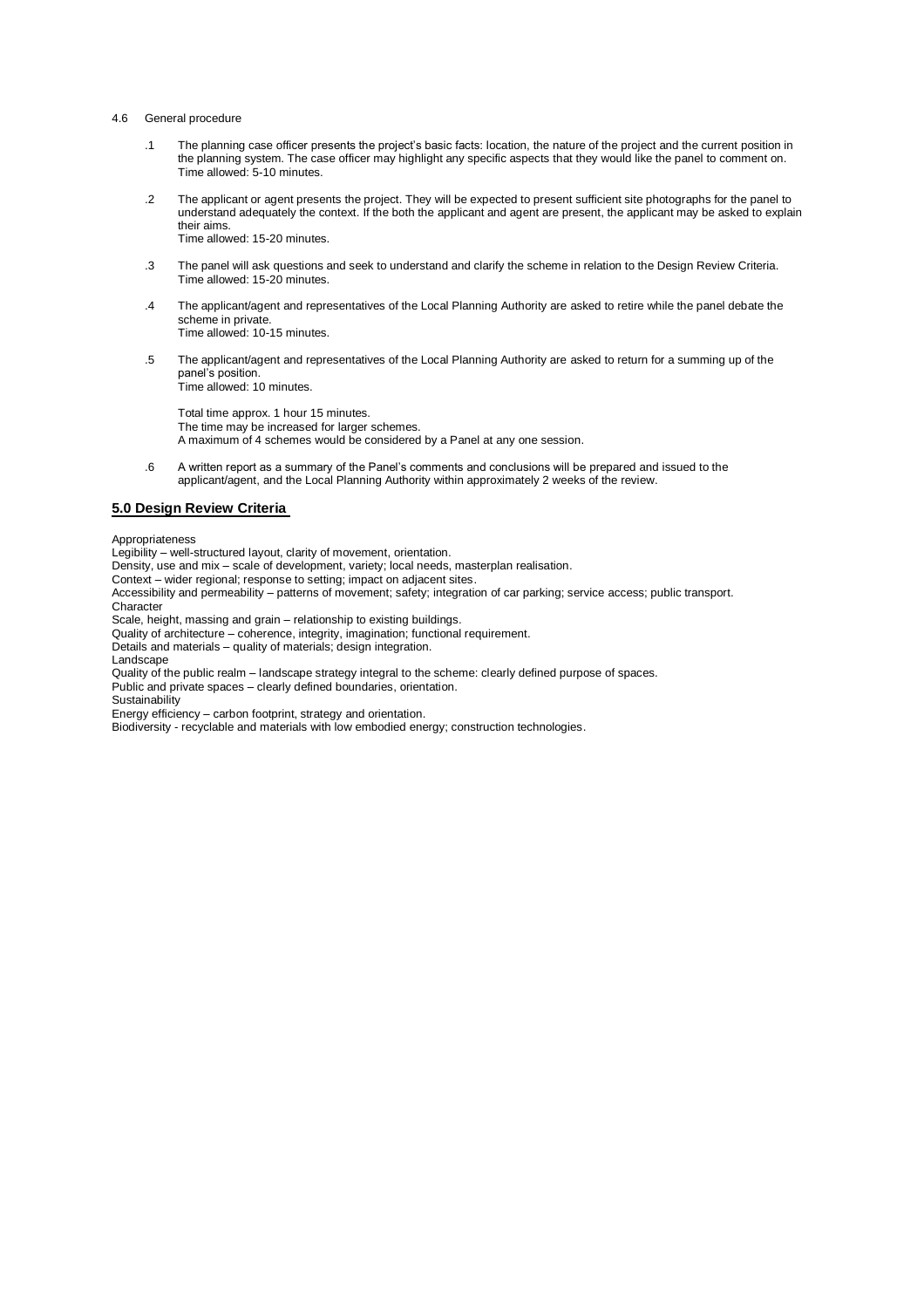4.6 General procedure

.1 The planning case officer presents the project's basic facts: location, the nature of the project and the current position in the planning system. The case officer may highlight any specific aspects that they would like the panel to comment on.
Time allowed: 5-10 minutes.

.2 The applicant or agent presents the project. They will be expected to present sufficient site photographs for the panel to understand adequately the context. If the both the applicant and agent are present, the applicant may be asked to explain their aims.
Time allowed: 15-20 minutes.

.3 The panel will ask questions and seek to understand and clarify the scheme in relation to the Design Review Criteria.
Time allowed: 15-20 minutes.

.4 The applicant/agent and representatives of the Local Planning Authority are asked to retire while the panel debate the scheme in private.
Time allowed: 10-15 minutes.

.5 The applicant/agent and representatives of the Local Planning Authority are asked to return for a summing up of the panel's position.
Time allowed: 10 minutes.

Total time approx. 1 hour 15 minutes.
The time may be increased for larger schemes.
A maximum of 4 schemes would be considered by a Panel at any one session.

.6 A written report as a summary of the Panel's comments and conclusions will be prepared and issued to the applicant/agent, and the Local Planning Authority within approximately 2 weeks of the review.

## 5.0 Design Review Criteria

Appropriateness
Legibility – well-structured layout, clarity of movement, orientation.
Density, use and mix – scale of development, variety; local needs, masterplan realisation.
Context – wider regional; response to setting; impact on adjacent sites.
Accessibility and permeability – patterns of movement; safety; integration of car parking; service access; public transport.
Character
Scale, height, massing and grain – relationship to existing buildings.
Quality of architecture – coherence, integrity, imagination; functional requirement.
Details and materials – quality of materials; design integration.
Landscape
Quality of the public realm – landscape strategy integral to the scheme: clearly defined purpose of spaces.
Public and private spaces – clearly defined boundaries, orientation.
Sustainability
Energy efficiency – carbon footprint, strategy and orientation.
Biodiversity - recyclable and materials with low embodied energy; construction technologies.